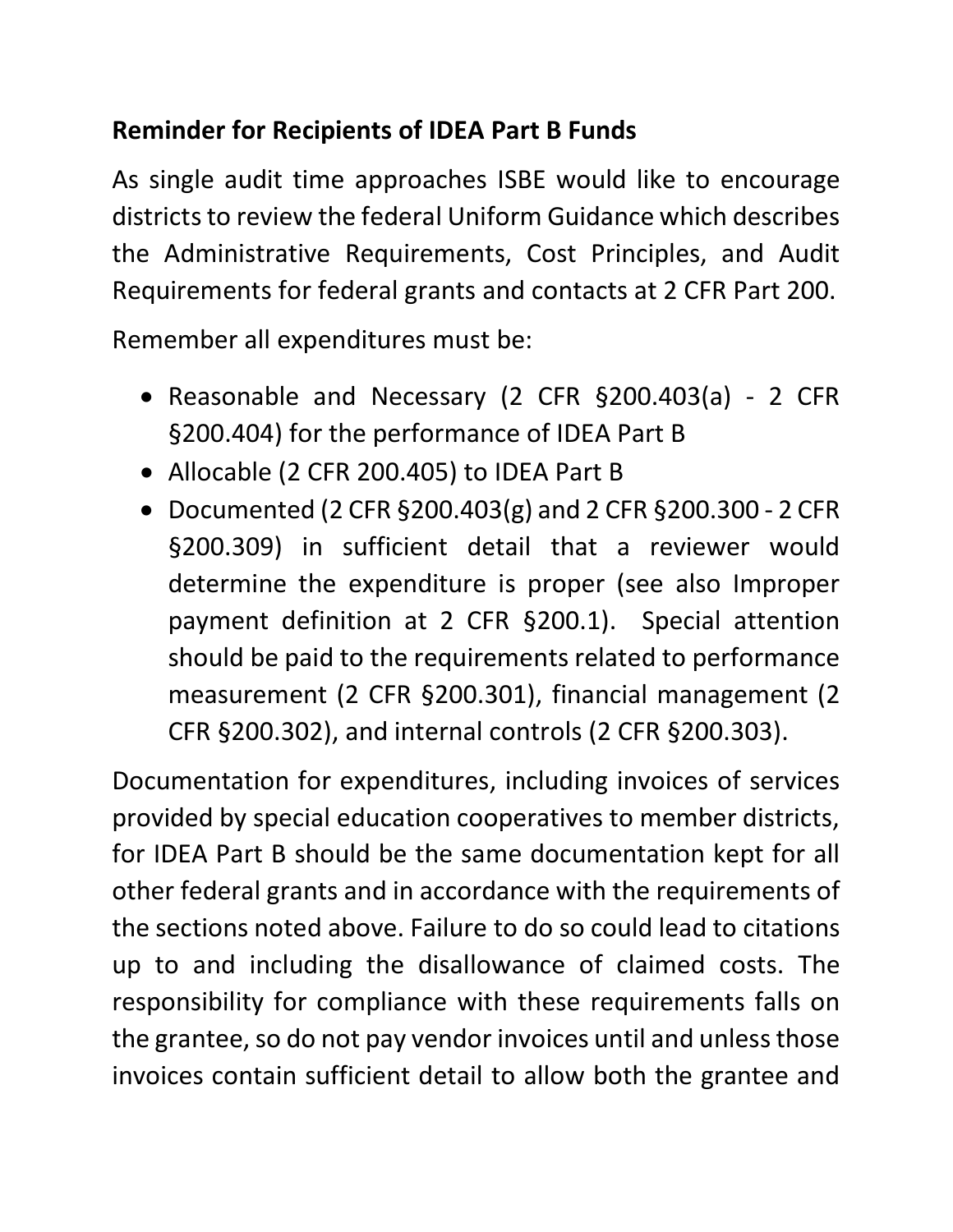**Reminder for Recipients of IDEA Part B Funds**

As single audit time approaches ISBE would like to encourage districts to review the federal Uniform Guidance which describes the Administrative Requirements, Cost Principles, and Audit Requirements for federal grants and contacts at 2 CFR Part 200.

Remember all expenditures must be:

- Reasonable and Necessary (2 CFR §200.403(a) - 2 CFR §200.404) for the performance of IDEA Part B
- Allocable (2 CFR 200.405) to IDEA Part B
- Documented (2 CFR §200.403(g) and 2 CFR §200.300 - 2 CFR §200.309) in sufficient detail that a reviewer would determine the expenditure is proper (see also Improper payment definition at 2 CFR §200.1). Special attention should be paid to the requirements related to performance measurement (2 CFR §200.301), financial management (2 CFR §200.302), and internal controls (2 CFR §200.303).

Documentation for expenditures, including invoices of services provided by special education cooperatives to member districts, for IDEA Part B should be the same documentation kept for all other federal grants and in accordance with the requirements of the sections noted above. Failure to do so could lead to citations up to and including the disallowance of claimed costs. The responsibility for compliance with these requirements falls on the grantee, so do not pay vendor invoices until and unless those invoices contain sufficient detail to allow both the grantee and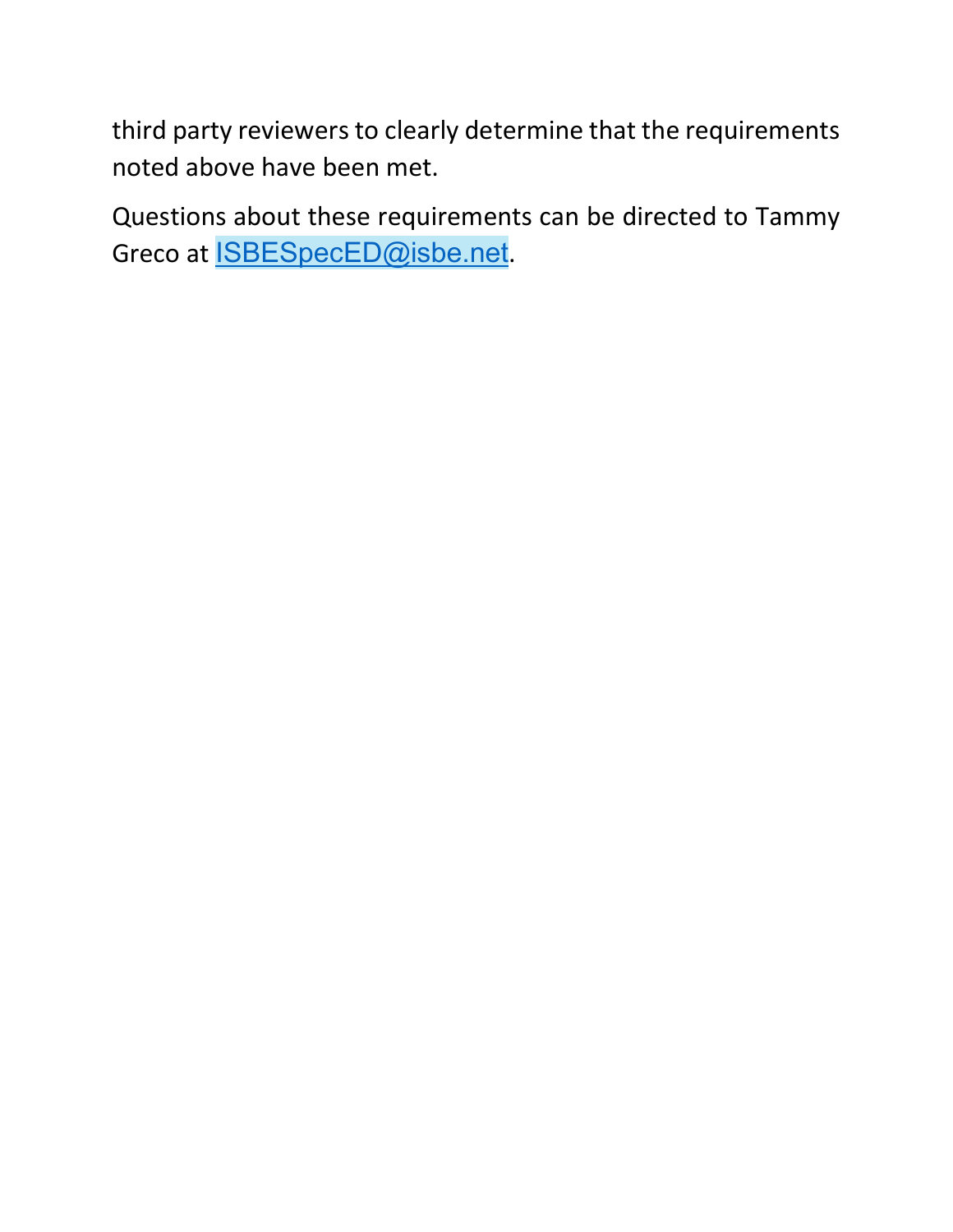third party reviewers to clearly determine that the requirements noted above have been met.

Questions about these requirements can be directed to Tammy Greco at ISBESpecED@isbe.net.